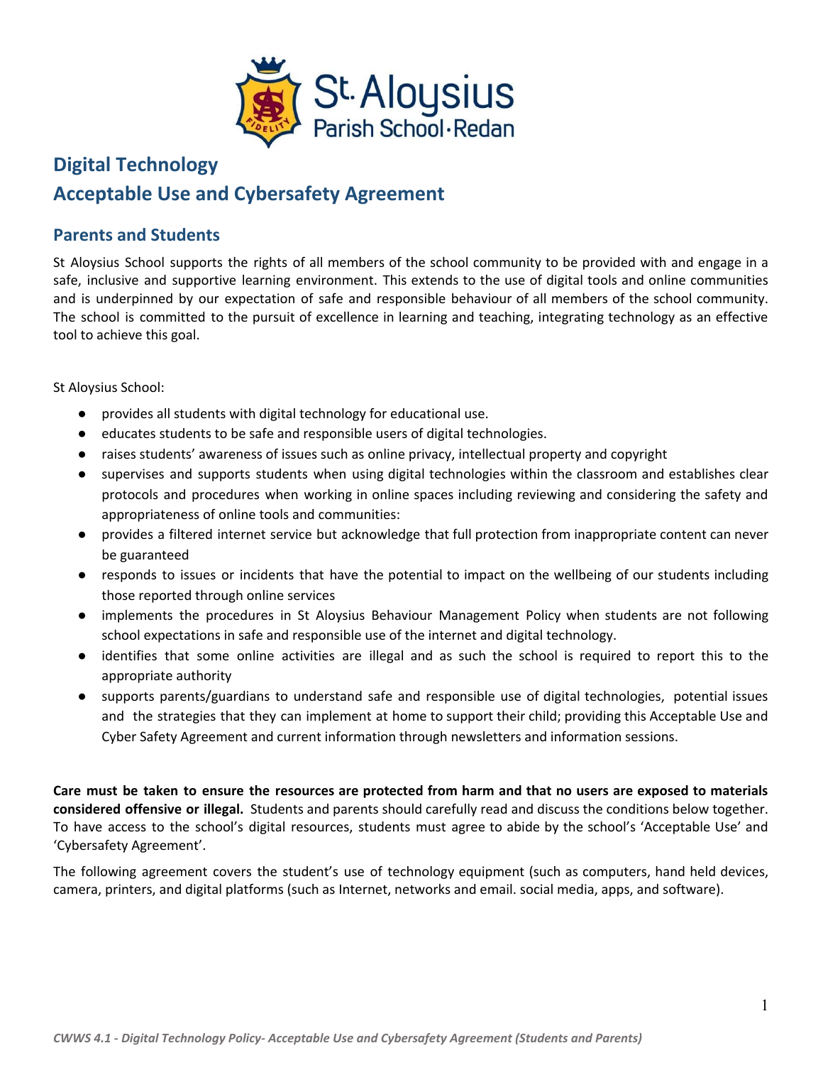# Digital Technology

# Acceptable Use and Cybersafety Agreement

## Parents and Students

St Aloysius School supports the rights of all members of the school community to be provided with and engage in a safe, inclusive and supportive learning environment. This extends to the use of digital tools and online communities and is underpinned by our expectation of safe and responsible behaviour of all members of the school community. The school is committed to the pursuit of excellence in learning and teaching, integrating technology as an effective tool to achieve this goal.

St Aloysius School:

- provides all students with digital technology for educational use.
- educates students to be safe and responsible users of digital technologies.
- raises students' awareness of issues such as online privacy, intellectual property and copyright
- supervises and supports students when using digital technologies within the classroom and establishes clear protocols and procedures when working in online spaces including reviewing and considering the safety and appropriateness of online tools and communities:
- provides a filtered internet service but acknowledge that full protection from inappropriate content can never be guaranteed
- responds to issues or incidents that have the potential to impact on the wellbeing of our students including those reported through online services
- implements the procedures in St Aloysius Behaviour Management Policy when students are not following school expectations in safe and responsible use of the internet and digital technology.
- identifies that some online activities are illegal and as such the school is required to report this to the appropriate authority
- supports parents/guardians to understand safe and responsible use of digital technologies, potential issues and the strategies that they can implement at home to support their child; providing this Acceptable Use and Cyber Safety Agreement and current information through newsletters and information sessions.

**Care must be taken to ensure the resources are protected from harm and that no users are exposed to materials considered offensive or illegal.** Students and parents should carefully read and discuss the conditions below together. To have access to the school's digital resources, students must agree to abide by the school's 'Acceptable Use' and 'Cybersafety Agreement'.

The following agreement covers the student's use of technology equipment (such as computers, hand held devices, camera, printers, and digital platforms (such as Internet, networks and email. social media, apps, and software).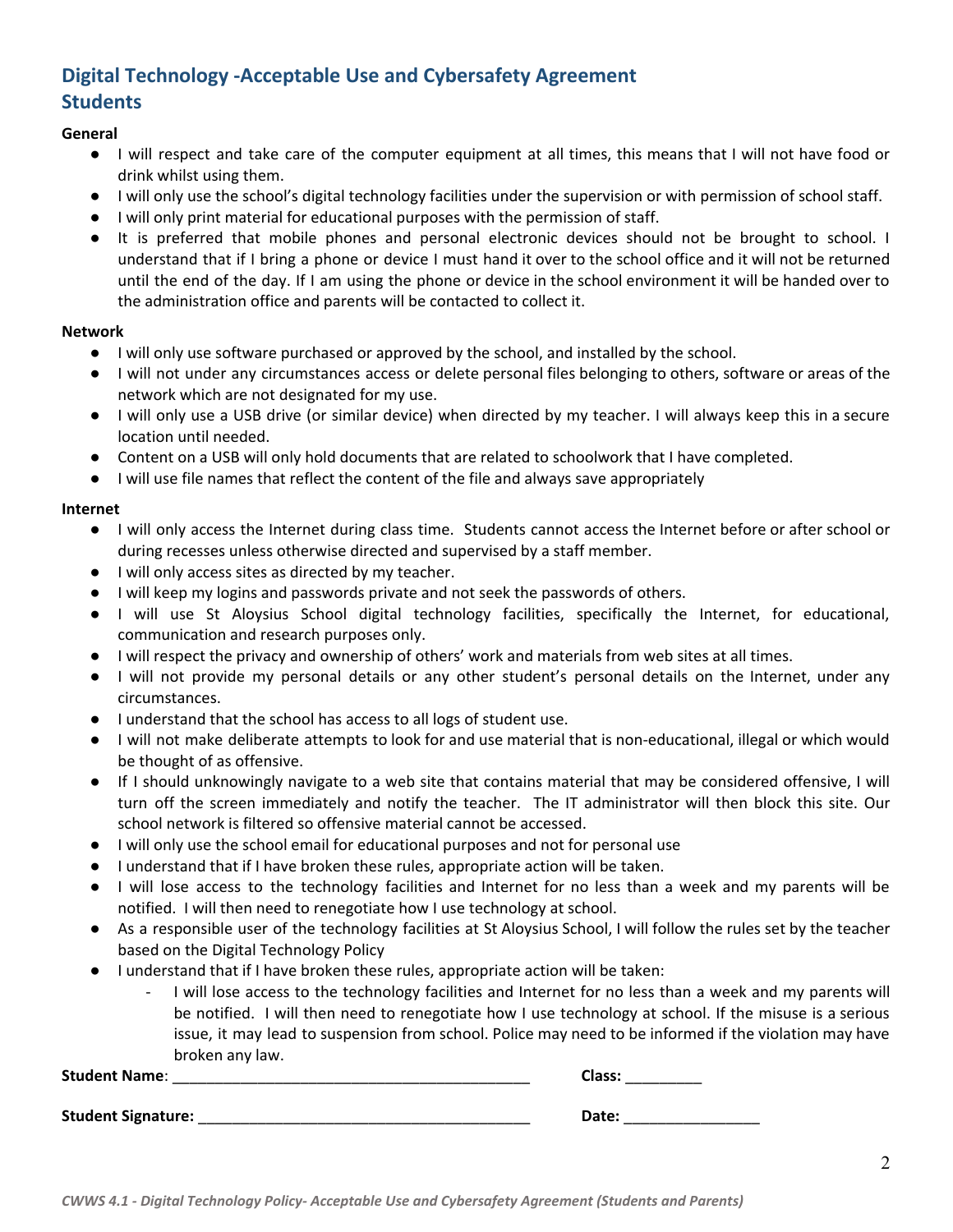## Digital Technology -Acceptable Use and Cybersafety Agreement
## Students

**General**

- I will respect and take care of the computer equipment at all times, this means that I will not have food or drink whilst using them.
- I will only use the school's digital technology facilities under the supervision or with permission of school staff.
- I will only print material for educational purposes with the permission of staff.
- It is preferred that mobile phones and personal electronic devices should not be brought to school. I understand that if I bring a phone or device I must hand it over to the school office and it will not be returned until the end of the day. If I am using the phone or device in the school environment it will be handed over to the administration office and parents will be contacted to collect it.

**Network**

- I will only use software purchased or approved by the school, and installed by the school.
- I will not under any circumstances access or delete personal files belonging to others, software or areas of the network which are not designated for my use.
- I will only use a USB drive (or similar device) when directed by my teacher. I will always keep this in a secure location until needed.
- Content on a USB will only hold documents that are related to schoolwork that I have completed.
- I will use file names that reflect the content of the file and always save appropriately

**Internet**

- I will only access the Internet during class time. Students cannot access the Internet before or after school or during recesses unless otherwise directed and supervised by a staff member.
- I will only access sites as directed by my teacher.
- I will keep my logins and passwords private and not seek the passwords of others.
- I will use St Aloysius School digital technology facilities, specifically the Internet, for educational, communication and research purposes only.
- I will respect the privacy and ownership of others' work and materials from web sites at all times.
- I will not provide my personal details or any other student's personal details on the Internet, under any circumstances.
- I understand that the school has access to all logs of student use.
- I will not make deliberate attempts to look for and use material that is non-educational, illegal or which would be thought of as offensive.
- If I should unknowingly navigate to a web site that contains material that may be considered offensive, I will turn off the screen immediately and notify the teacher. The IT administrator will then block this site. Our school network is filtered so offensive material cannot be accessed.
- I will only use the school email for educational purposes and not for personal use
- I understand that if I have broken these rules, appropriate action will be taken.
- I will lose access to the technology facilities and Internet for no less than a week and my parents will be notified. I will then need to renegotiate how I use technology at school.
- As a responsible user of the technology facilities at St Aloysius School, I will follow the rules set by the teacher based on the Digital Technology Policy
- I understand that if I have broken these rules, appropriate action will be taken:
  - I will lose access to the technology facilities and Internet for no less than a week and my parents will be notified. I will then need to renegotiate how I use technology at school. If the misuse is a serious issue, it may lead to suspension from school. Police may need to be informed if the violation may have broken any law.

**Student Name**: ____________________________________________ **Class:** _________

**Student Signature:** ________________________________________ **Date:** ________________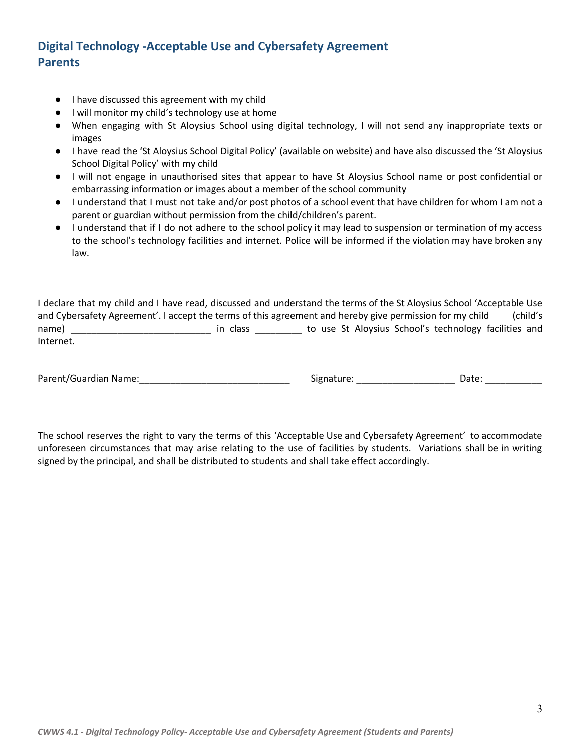## Digital Technology -Acceptable Use and Cybersafety Agreement
## Parents

- I have discussed this agreement with my child
- I will monitor my child's technology use at home
- When engaging with St Aloysius School using digital technology, I will not send any inappropriate texts or images
- I have read the 'St Aloysius School Digital Policy' (available on website) and have also discussed the 'St Aloysius School Digital Policy' with my child
- I will not engage in unauthorised sites that appear to have St Aloysius School name or post confidential or embarrassing information or images about a member of the school community
- I understand that I must not take and/or post photos of a school event that have children for whom I am not a parent or guardian without permission from the child/children's parent.
- I understand that if I do not adhere to the school policy it may lead to suspension or termination of my access to the school's technology facilities and internet. Police will be informed if the violation may have broken any law.

I declare that my child and I have read, discussed and understand the terms of the St Aloysius School 'Acceptable Use and Cybersafety Agreement'. I accept the terms of this agreement and hereby give permission for my child (child's name) ___________________________ in class _________ to use St Aloysius School's technology facilities and Internet.

Parent/Guardian Name:_____________________________ Signature: ___________________ Date: ___________

The school reserves the right to vary the terms of this 'Acceptable Use and Cybersafety Agreement' to accommodate unforeseen circumstances that may arise relating to the use of facilities by students. Variations shall be in writing signed by the principal, and shall be distributed to students and shall take effect accordingly.